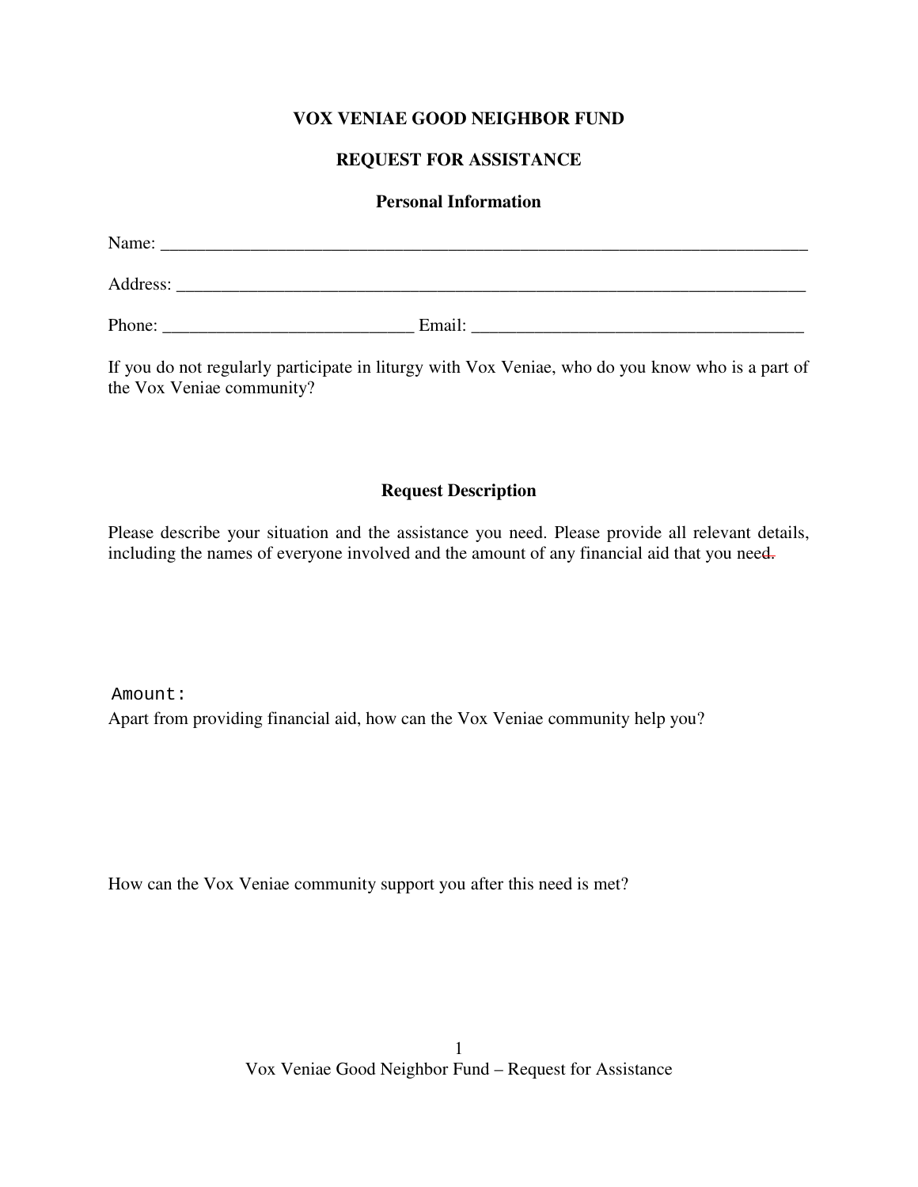**VOX VENIAE GOOD NEIGHBOR FUND**

**REQUEST FOR ASSISTANCE**

**Personal Information**

Name: ___________________________________________________________________________

Address: _________________________________________________________________________

Phone: ____________________________ Email: _____________________________________

If you do not regularly participate in liturgy with Vox Veniae, who do you know who is a part of the Vox Veniae community?

**Request Description**

Please describe your situation and the assistance you need. Please provide all relevant details, including the names of everyone involved and the amount of any financial aid that you need.

Amount:

Apart from providing financial aid, how can the Vox Veniae community help you?

How can the Vox Veniae community support you after this need is met?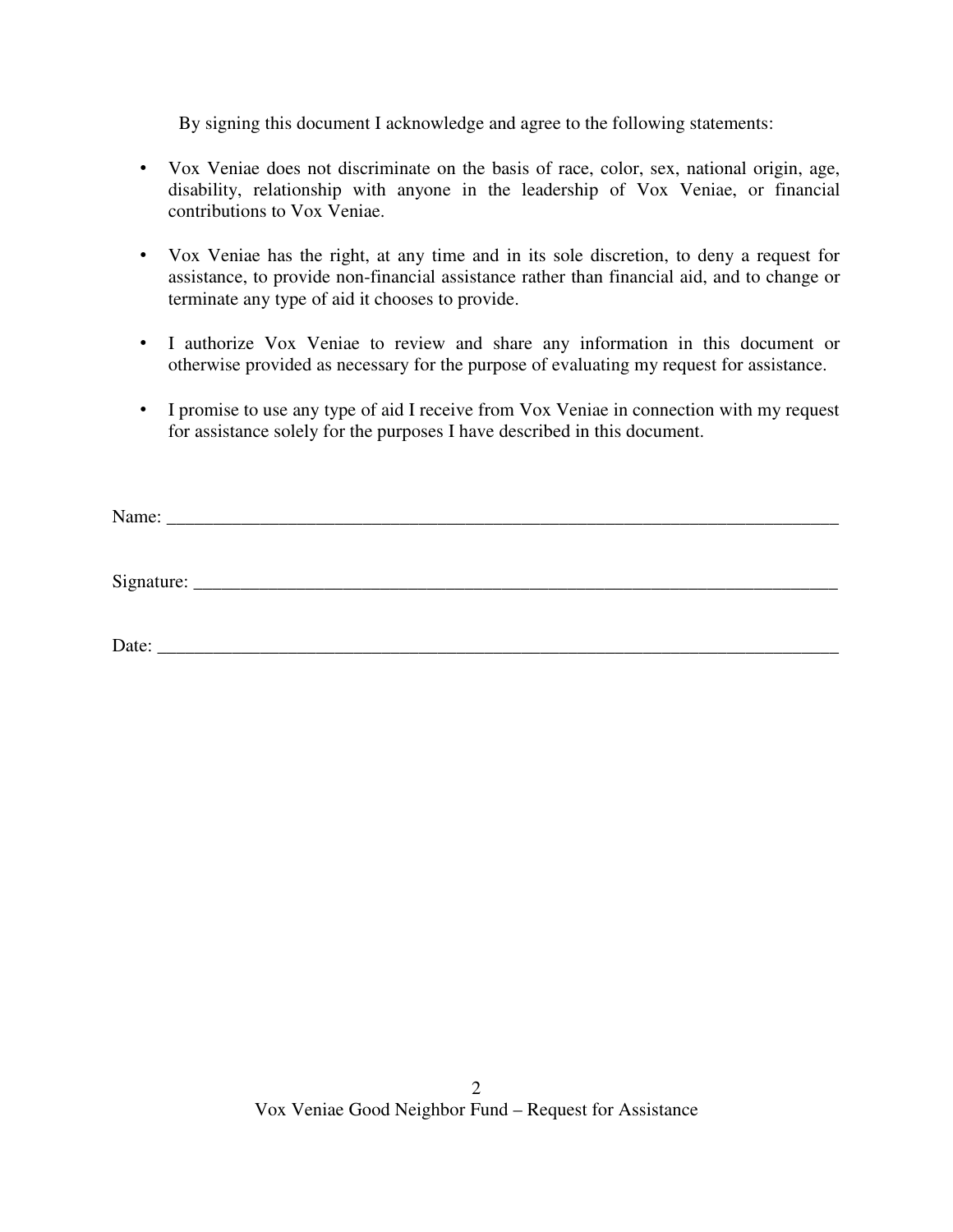By signing this document I acknowledge and agree to the following statements:

- Vox Veniae does not discriminate on the basis of race, color, sex, national origin, age, disability, relationship with anyone in the leadership of Vox Veniae, or financial contributions to Vox Veniae.

- Vox Veniae has the right, at any time and in its sole discretion, to deny a request for assistance, to provide non-financial assistance rather than financial aid, and to change or terminate any type of aid it chooses to provide.

- I authorize Vox Veniae to review and share any information in this document or otherwise provided as necessary for the purpose of evaluating my request for assistance.

- I promise to use any type of aid I receive from Vox Veniae in connection with my request for assistance solely for the purposes I have described in this document.

Name: ___________________________________________________________________________

Signature: _______________________________________________________________________

Date: ____________________________________________________________________________